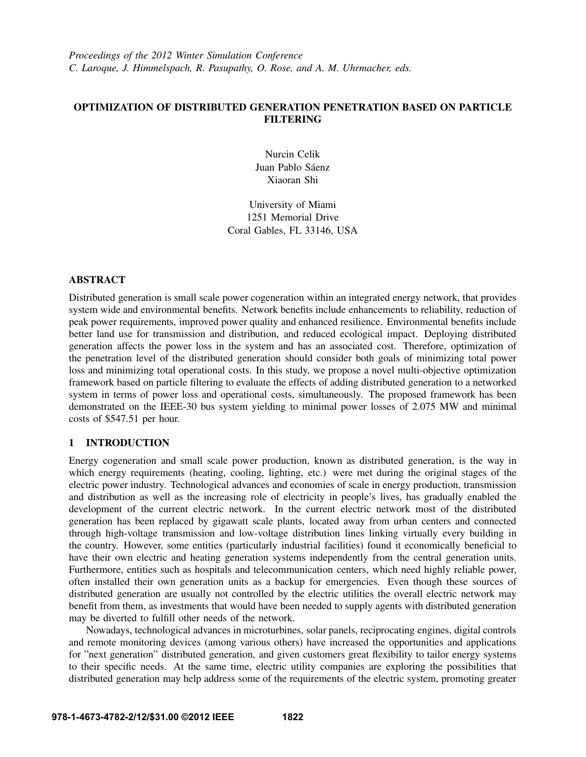*Proceedings of the 2012 Winter Simulation Conference*
*C. Laroque, J. Himmelspach, R. Pasupathy, O. Rose, and A. M. Uhrmacher, eds.*

# OPTIMIZATION OF DISTRIBUTED GENERATION PENETRATION BASED ON PARTICLE FILTERING

Nurcin Celik
Juan Pablo Sáenz
Xiaoran Shi

University of Miami
1251 Memorial Drive
Coral Gables, FL 33146, USA

## ABSTRACT

Distributed generation is small scale power cogeneration within an integrated energy network, that provides system wide and environmental benefits. Network benefits include enhancements to reliability, reduction of peak power requirements, improved power quality and enhanced resilience. Environmental benefits include better land use for transmission and distribution, and reduced ecological impact. Deploying distributed generation affects the power loss in the system and has an associated cost. Therefore, optimization of the penetration level of the distributed generation should consider both goals of minimizing total power loss and minimizing total operational costs. In this study, we propose a novel multi-objective optimization framework based on particle filtering to evaluate the effects of adding distributed generation to a networked system in terms of power loss and operational costs, simultaneously. The proposed framework has been demonstrated on the IEEE-30 bus system yielding to minimal power losses of 2.075 MW and minimal costs of $547.51 per hour.

## 1 INTRODUCTION

Energy cogeneration and small scale power production, known as distributed generation, is the way in which energy requirements (heating, cooling, lighting, etc.) were met during the original stages of the electric power industry. Technological advances and economies of scale in energy production, transmission and distribution as well as the increasing role of electricity in people's lives, has gradually enabled the development of the current electric network. In the current electric network most of the distributed generation has been replaced by gigawatt scale plants, located away from urban centers and connected through high-voltage transmission and low-voltage distribution lines linking virtually every building in the country. However, some entities (particularly industrial facilities) found it economically beneficial to have their own electric and heating generation systems independently from the central generation units. Furthermore, entities such as hospitals and telecommunication centers, which need highly reliable power, often installed their own generation units as a backup for emergencies. Even though these sources of distributed generation are usually not controlled by the electric utilities the overall electric network may benefit from them, as investments that would have been needed to supply agents with distributed generation may be diverted to fulfill other needs of the network.

Nowadays, technological advances in microturbines, solar panels, reciprocating engines, digital controls and remote monitoring devices (among various others) have increased the opportunities and applications for "next generation" distributed generation, and given customers great flexibility to tailor energy systems to their specific needs. At the same time, electric utility companies are exploring the possibilities that distributed generation may help address some of the requirements of the electric system, promoting greater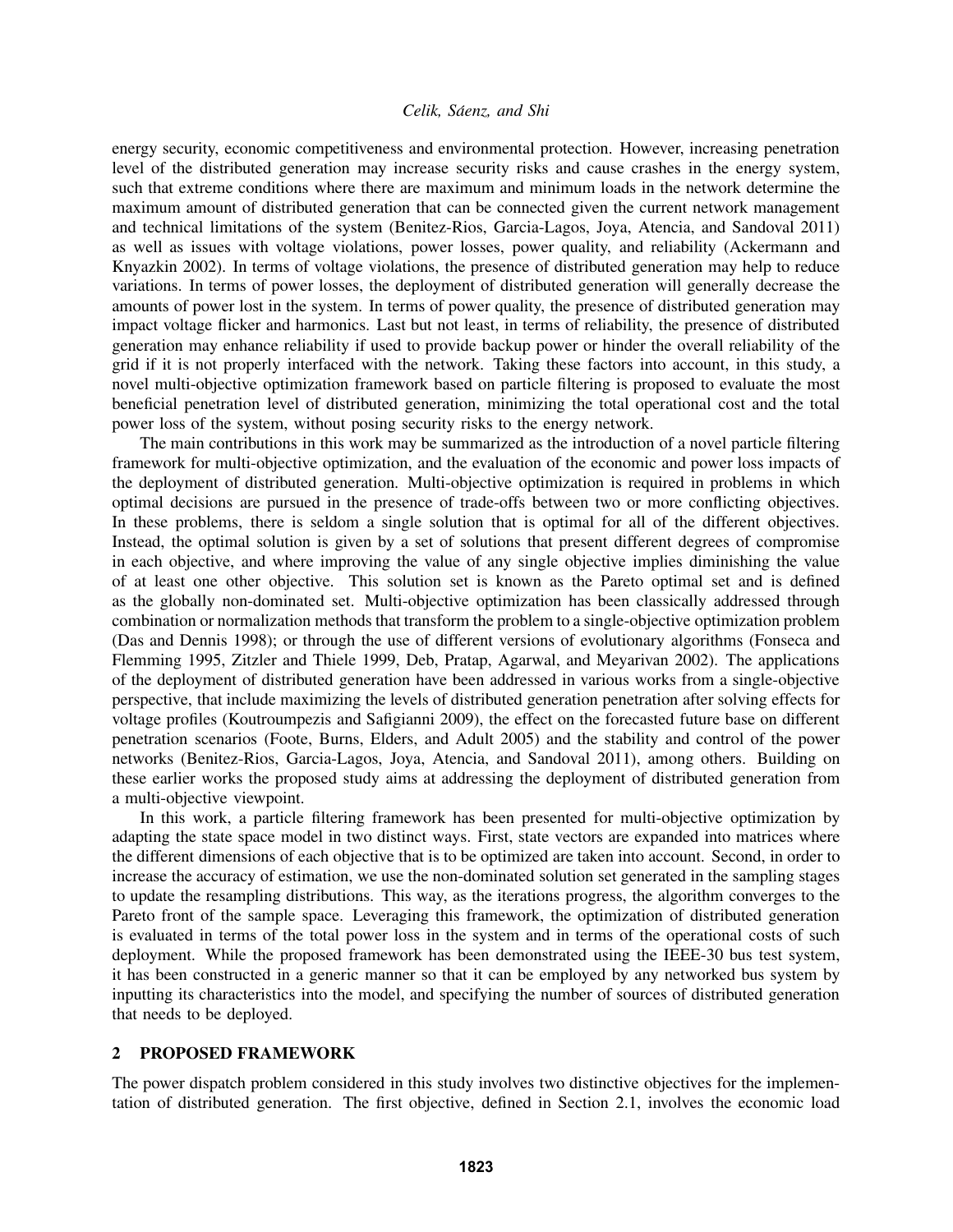energy security, economic competitiveness and environmental protection. However, increasing penetration level of the distributed generation may increase security risks and cause crashes in the energy system, such that extreme conditions where there are maximum and minimum loads in the network determine the maximum amount of distributed generation that can be connected given the current network management and technical limitations of the system (Benitez-Rios, Garcia-Lagos, Joya, Atencia, and Sandoval 2011) as well as issues with voltage violations, power losses, power quality, and reliability (Ackermann and Knyazkin 2002). In terms of voltage violations, the presence of distributed generation may help to reduce variations. In terms of power losses, the deployment of distributed generation will generally decrease the amounts of power lost in the system. In terms of power quality, the presence of distributed generation may impact voltage flicker and harmonics. Last but not least, in terms of reliability, the presence of distributed generation may enhance reliability if used to provide backup power or hinder the overall reliability of the grid if it is not properly interfaced with the network. Taking these factors into account, in this study, a novel multi-objective optimization framework based on particle filtering is proposed to evaluate the most beneficial penetration level of distributed generation, minimizing the total operational cost and the total power loss of the system, without posing security risks to the energy network.

The main contributions in this work may be summarized as the introduction of a novel particle filtering framework for multi-objective optimization, and the evaluation of the economic and power loss impacts of the deployment of distributed generation. Multi-objective optimization is required in problems in which optimal decisions are pursued in the presence of trade-offs between two or more conflicting objectives. In these problems, there is seldom a single solution that is optimal for all of the different objectives. Instead, the optimal solution is given by a set of solutions that present different degrees of compromise in each objective, and where improving the value of any single objective implies diminishing the value of at least one other objective. This solution set is known as the Pareto optimal set and is defined as the globally non-dominated set. Multi-objective optimization has been classically addressed through combination or normalization methods that transform the problem to a single-objective optimization problem (Das and Dennis 1998); or through the use of different versions of evolutionary algorithms (Fonseca and Flemming 1995, Zitzler and Thiele 1999, Deb, Pratap, Agarwal, and Meyarivan 2002). The applications of the deployment of distributed generation have been addressed in various works from a single-objective perspective, that include maximizing the levels of distributed generation penetration after solving effects for voltage profiles (Koutroumpezis and Safigianni 2009), the effect on the forecasted future base on different penetration scenarios (Foote, Burns, Elders, and Adult 2005) and the stability and control of the power networks (Benitez-Rios, Garcia-Lagos, Joya, Atencia, and Sandoval 2011), among others. Building on these earlier works the proposed study aims at addressing the deployment of distributed generation from a multi-objective viewpoint.

In this work, a particle filtering framework has been presented for multi-objective optimization by adapting the state space model in two distinct ways. First, state vectors are expanded into matrices where the different dimensions of each objective that is to be optimized are taken into account. Second, in order to increase the accuracy of estimation, we use the non-dominated solution set generated in the sampling stages to update the resampling distributions. This way, as the iterations progress, the algorithm converges to the Pareto front of the sample space. Leveraging this framework, the optimization of distributed generation is evaluated in terms of the total power loss in the system and in terms of the operational costs of such deployment. While the proposed framework has been demonstrated using the IEEE-30 bus test system, it has been constructed in a generic manner so that it can be employed by any networked bus system by inputting its characteristics into the model, and specifying the number of sources of distributed generation that needs to be deployed.

## 2 PROPOSED FRAMEWORK

The power dispatch problem considered in this study involves two distinctive objectives for the implementation of distributed generation. The first objective, defined in Section 2.1, involves the economic load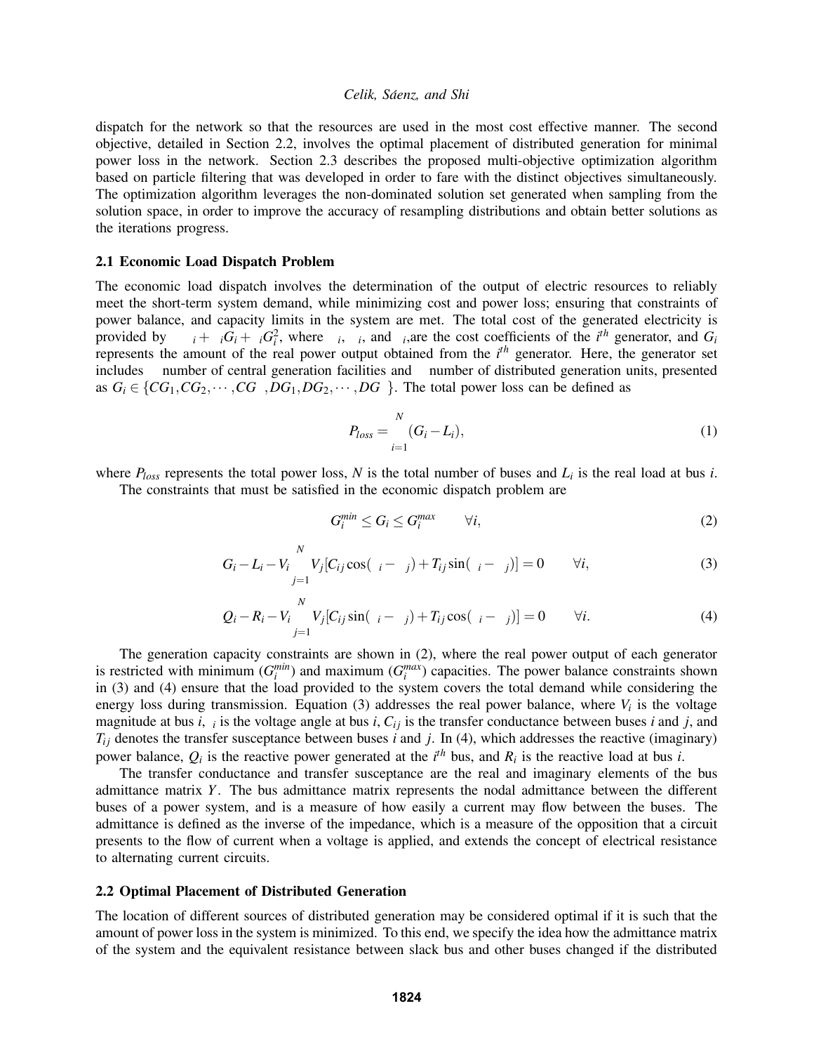dispatch for the network so that the resources are used in the most cost effective manner. The second objective, detailed in Section 2.2, involves the optimal placement of distributed generation for minimal power loss in the network. Section 2.3 describes the proposed multi-objective optimization algorithm based on particle filtering that was developed in order to fare with the distinct objectives simultaneously. The optimization algorithm leverages the non-dominated solution set generated when sampling from the solution space, in order to improve the accuracy of resampling distributions and obtain better solutions as the iterations progress.

### 2.1 Economic Load Dispatch Problem

The economic load dispatch involves the determination of the output of electric resources to reliably meet the short-term system demand, while minimizing cost and power loss; ensuring that constraints of power balance, and capacity limits in the system are met. The total cost of the generated electricity is provided by $\ _i + \ _i G_i + \ _i G_i^2$, where $\ _i$, $\ _i$, and $\ _i$,are the cost coefficients of the $i^{th}$ generator, and $G_i$ represents the amount of the real power output obtained from the $i^{th}$ generator. Here, the generator set includes   number of central generation facilities and   number of distributed generation units, presented as $G_i \in \{CG_1, CG_2, \cdots, CG\ , DG_1, DG_2, \cdots, DG\ \}$. The total power loss can be defined as

$$P_{loss} = \sum_{i=1}^{N} (G_i - L_i), \tag{1}$$

where $P_{loss}$ represents the total power loss, $N$ is the total number of buses and $L_i$ is the real load at bus $i$.

The constraints that must be satisfied in the economic dispatch problem are

$$G_i^{min} \leq G_i \leq G_i^{max} \qquad \forall i, \tag{2}$$

$$G_i - L_i - V_i \sum_{j=1}^{N} V_j [C_{ij} \cos(\ _i - \ _j) + T_{ij} \sin(\ _i - \ _j)] = 0 \qquad \forall i, \tag{3}$$

$$Q_i - R_i - V_i \sum_{j=1}^{N} V_j [C_{ij} \sin(\ _i - \ _j) + T_{ij} \cos(\ _i - \ _j)] = 0 \qquad \forall i. \tag{4}$$

The generation capacity constraints are shown in (2), where the real power output of each generator is restricted with minimum ($G_i^{min}$) and maximum ($G_i^{max}$) capacities. The power balance constraints shown in (3) and (4) ensure that the load provided to the system covers the total demand while considering the energy loss during transmission. Equation (3) addresses the real power balance, where $V_i$ is the voltage magnitude at bus $i$, $\ _i$ is the voltage angle at bus $i$, $C_{ij}$ is the transfer conductance between buses $i$ and $j$, and $T_{ij}$ denotes the transfer susceptance between buses $i$ and $j$. In (4), which addresses the reactive (imaginary) power balance, $Q_i$ is the reactive power generated at the $i^{th}$ bus, and $R_i$ is the reactive load at bus $i$.

The transfer conductance and transfer susceptance are the real and imaginary elements of the bus admittance matrix $Y$. The bus admittance matrix represents the nodal admittance between the different buses of a power system, and is a measure of how easily a current may flow between the buses. The admittance is defined as the inverse of the impedance, which is a measure of the opposition that a circuit presents to the flow of current when a voltage is applied, and extends the concept of electrical resistance to alternating current circuits.

### 2.2 Optimal Placement of Distributed Generation

The location of different sources of distributed generation may be considered optimal if it is such that the amount of power loss in the system is minimized. To this end, we specify the idea how the admittance matrix of the system and the equivalent resistance between slack bus and other buses changed if the distributed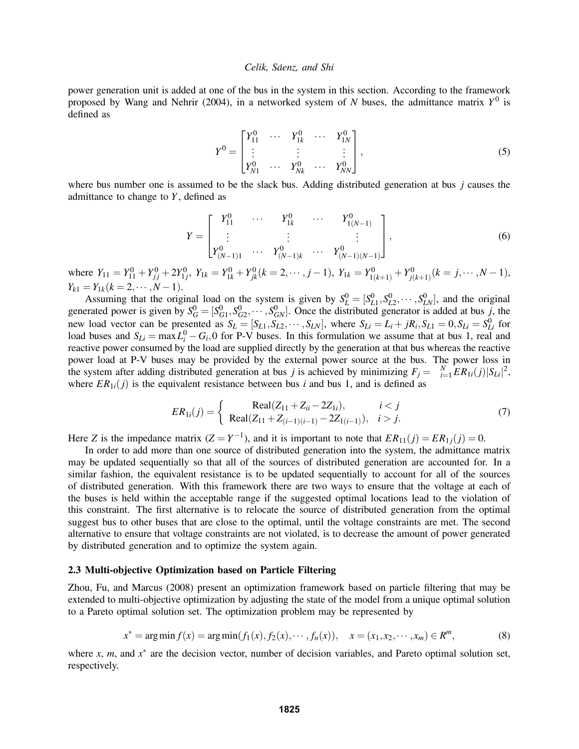power generation unit is added at one of the bus in the system in this section. According to the framework proposed by Wang and Nehrir (2004), in a networked system of $N$ buses, the admittance matrix $Y^0$ is defined as

$$Y^0 = \begin{bmatrix} Y_{11}^0 & \cdots & Y_{1k}^0 & \cdots & Y_{1N}^0 \\ \vdots & & \vdots & & \vdots \\ Y_{N1}^0 & \cdots & Y_{Nk}^0 & \cdots & Y_{NN}^0 \end{bmatrix}, \tag{5}$$

where bus number one is assumed to be the slack bus. Adding distributed generation at bus $j$ causes the admittance to change to $Y$, defined as

$$Y = \begin{bmatrix} Y_{11}^0 & \cdots & Y_{1k}^0 & \cdots & Y_{1(N-1)}^0 \\ \vdots & & \vdots & & \vdots \\ Y_{(N-1)1}^0 & \cdots & Y_{(N-1)k}^0 & \cdots & Y_{(N-1)(N-1)}^0 \end{bmatrix}, \tag{6}$$

where $Y_{11} = Y_{11}^0 + Y_{jj}^0 + 2Y_{1j}^0$, $Y_{1k} = Y_{1k}^0 + Y_{jk}^0 (k = 2, \cdots, j-1)$, $Y_{1k} = Y_{1(k+1)}^0 + Y_{j(k+1)}^0 (k = j, \cdots, N-1)$, $Y_{k1} = Y_{1k} (k = 2, \cdots, N-1)$.

Assuming that the original load on the system is given by $S_L^0 = [S_{L1}^0, S_{L2}^0, \cdots, S_{LN}^0]$, and the original generated power is given by $S_G^0 = [S_{G1}^0, S_{G2}^0, \cdots, S_{GN}^0]$. Once the distributed generator is added at bus $j$, the new load vector can be presented as $S_L = [S_{L1}, S_{L2}, \cdots, S_{LN}]$, where $S_{Li} = L_i + jR_i, S_{L1} = 0, S_{Li} = S_{Li}^0$ for load buses and $S_{Li} = \max L_i^0 - G_i, 0$ for P-V buses. In this formulation we assume that at bus 1, real and reactive power consumed by the load are supplied directly by the generation at that bus whereas the reactive power load at P-V buses may be provided by the external power source at the bus. The power loss in the system after adding distributed generation at bus $j$ is achieved by minimizing $F_j = \sum_{i=1}^{N} ER_{1i}(j)|S_{Li}|^2$, where $ER_{1i}(j)$ is the equivalent resistance between bus $i$ and bus 1, and is defined as

$$ER_{1i}(j) = \begin{cases} \text{Real}(Z_{11} + Z_{ii} - 2Z_{1i}), & i < j \\ \text{Real}(Z_{11} + Z_{(i-1)(i-1)} - 2Z_{1(i-1)}), & i > j. \end{cases} \tag{7}$$

Here $Z$ is the impedance matrix ($Z = Y^{-1}$), and it is important to note that $ER_{11}(j) = ER_{1j}(j) = 0$.

In order to add more than one source of distributed generation into the system, the admittance matrix may be updated sequentially so that all of the sources of distributed generation are accounted for. In a similar fashion, the equivalent resistance is to be updated sequentially to account for all of the sources of distributed generation. With this framework there are two ways to ensure that the voltage at each of the buses is held within the acceptable range if the suggested optimal locations lead to the violation of this constraint. The first alternative is to relocate the source of distributed generation from the optimal suggest bus to other buses that are close to the optimal, until the voltage constraints are met. The second alternative to ensure that voltage constraints are not violated, is to decrease the amount of power generated by distributed generation and to optimize the system again.

### 2.3 Multi-objective Optimization based on Particle Filtering

Zhou, Fu, and Marcus (2008) present an optimization framework based on particle filtering that may be extended to multi-objective optimization by adjusting the state of the model from a unique optimal solution to a Pareto optimal solution set. The optimization problem may be represented by

$$x^* = \arg\min f(x) = \arg\min(f_1(x), f_2(x), \cdots, f_n(x)), \quad x = (x_1, x_2, \cdots, x_m) \in R^m, \tag{8}$$

where $x$, $m$, and $x^*$ are the decision vector, number of decision variables, and Pareto optimal solution set, respectively.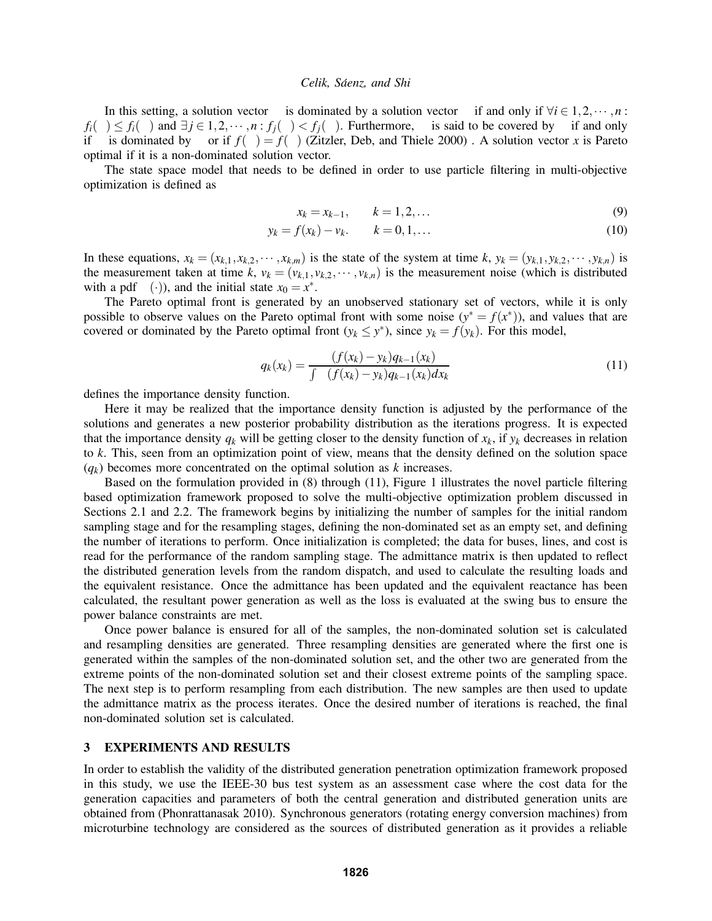In this setting, a solution vector is dominated by a solution vector if and only if $\forall i \in 1,2,\cdots,n$ : $f_i( ) \leq f_i( )$ and $\exists j \in 1,2,\cdots,n : f_j( ) < f_j( )$. Furthermore, is said to be covered by if and only if is dominated by or if $f( ) = f( )$ (Zitzler, Deb, and Thiele 2000) . A solution vector $x$ is Pareto optimal if it is a non-dominated solution vector.

The state space model that needs to be defined in order to use particle filtering in multi-objective optimization is defined as

$$x_k = x_{k-1}, \qquad k = 1,2,\ldots \tag{9}$$

$$y_k = f(x_k) - v_k. \qquad k = 0,1,\ldots \tag{10}$$

In these equations, $x_k = (x_{k,1}, x_{k,2}, \cdots, x_{k,m})$ is the state of the system at time $k$, $y_k = (y_{k,1}, y_{k,2}, \cdots, y_{k,n})$ is the measurement taken at time $k$, $v_k = (v_{k,1}, v_{k,2}, \cdots, v_{k,n})$ is the measurement noise (which is distributed with a pdf $(\cdot)$), and the initial state $x_0 = x^*$.

The Pareto optimal front is generated by an unobserved stationary set of vectors, while it is only possible to observe values on the Pareto optimal front with some noise ($y^* = f(x^*)$), and values that are covered or dominated by the Pareto optimal front ($y_k \leq y^*$), since $y_k = f(y_k)$. For this model,

$$q_k(x_k) = \frac{(f(x_k) - y_k)q_{k-1}(x_k)}{\int (f(x_k) - y_k)q_{k-1}(x_k)dx_k} \tag{11}$$

defines the importance density function.

Here it may be realized that the importance density function is adjusted by the performance of the solutions and generates a new posterior probability distribution as the iterations progress. It is expected that the importance density $q_k$ will be getting closer to the density function of $x_k$, if $y_k$ decreases in relation to $k$. This, seen from an optimization point of view, means that the density defined on the solution space ($q_k$) becomes more concentrated on the optimal solution as $k$ increases.

Based on the formulation provided in (8) through (11), Figure 1 illustrates the novel particle filtering based optimization framework proposed to solve the multi-objective optimization problem discussed in Sections 2.1 and 2.2. The framework begins by initializing the number of samples for the initial random sampling stage and for the resampling stages, defining the non-dominated set as an empty set, and defining the number of iterations to perform. Once initialization is completed; the data for buses, lines, and cost is read for the performance of the random sampling stage. The admittance matrix is then updated to reflect the distributed generation levels from the random dispatch, and used to calculate the resulting loads and the equivalent resistance. Once the admittance has been updated and the equivalent reactance has been calculated, the resultant power generation as well as the loss is evaluated at the swing bus to ensure the power balance constraints are met.

Once power balance is ensured for all of the samples, the non-dominated solution set is calculated and resampling densities are generated. Three resampling densities are generated where the first one is generated within the samples of the non-dominated solution set, and the other two are generated from the extreme points of the non-dominated solution set and their closest extreme points of the sampling space. The next step is to perform resampling from each distribution. The new samples are then used to update the admittance matrix as the process iterates. Once the desired number of iterations is reached, the final non-dominated solution set is calculated.

## 3 EXPERIMENTS AND RESULTS

In order to establish the validity of the distributed generation penetration optimization framework proposed in this study, we use the IEEE-30 bus test system as an assessment case where the cost data for the generation capacities and parameters of both the central generation and distributed generation units are obtained from (Phonrattanasak 2010). Synchronous generators (rotating energy conversion machines) from microturbine technology are considered as the sources of distributed generation as it provides a reliable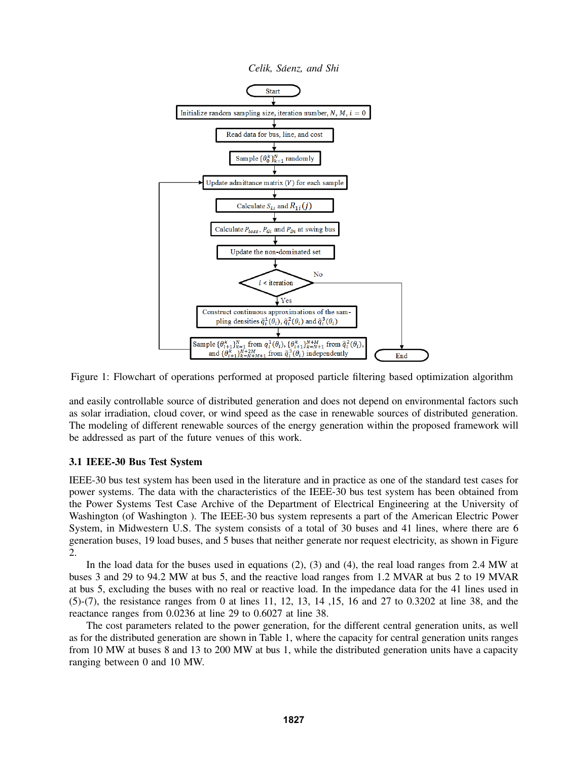Figure 1: Flowchart of operations performed at proposed particle filtering based optimization algorithm

and easily controllable source of distributed generation and does not depend on environmental factors such as solar irradiation, cloud cover, or wind speed as the case in renewable sources of distributed generation. The modeling of different renewable sources of the energy generation within the proposed framework will be addressed as part of the future venues of this work.

### 3.1 IEEE-30 Bus Test System

IEEE-30 bus test system has been used in the literature and in practice as one of the standard test cases for power systems. The data with the characteristics of the IEEE-30 bus test system has been obtained from the Power Systems Test Case Archive of the Department of Electrical Engineering at the University of Washington (of Washington ). The IEEE-30 bus system represents a part of the American Electric Power System, in Midwestern U.S. The system consists of a total of 30 buses and 41 lines, where there are 6 generation buses, 19 load buses, and 5 buses that neither generate nor request electricity, as shown in Figure 2.

In the load data for the buses used in equations (2), (3) and (4), the real load ranges from 2.4 MW at buses 3 and 29 to 94.2 MW at bus 5, and the reactive load ranges from 1.2 MVAR at bus 2 to 19 MVAR at bus 5, excluding the buses with no real or reactive load. In the impedance data for the 41 lines used in (5)-(7), the resistance ranges from 0 at lines 11, 12, 13, 14 ,15, 16 and 27 to 0.3202 at line 38, and the reactance ranges from 0.0236 at line 29 to 0.6027 at line 38.

The cost parameters related to the power generation, for the different central generation units, as well as for the distributed generation are shown in Table 1, where the capacity for central generation units ranges from 10 MW at buses 8 and 13 to 200 MW at bus 1, while the distributed generation units have a capacity ranging between 0 and 10 MW.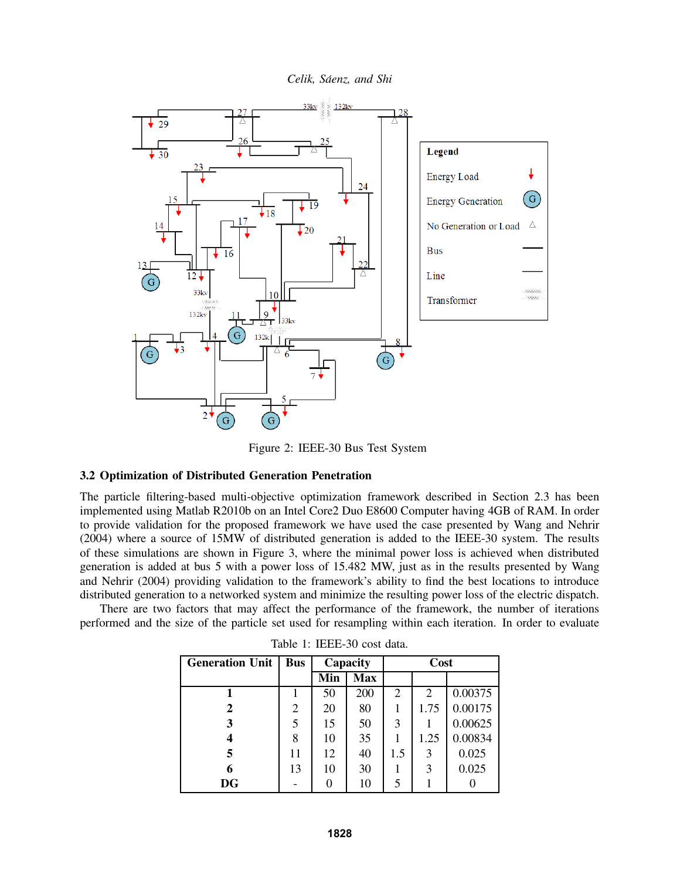Figure 2: IEEE-30 Bus Test System

### 3.2 Optimization of Distributed Generation Penetration

The particle filtering-based multi-objective optimization framework described in Section 2.3 has been implemented using Matlab R2010b on an Intel Core2 Duo E8600 Computer having 4GB of RAM. In order to provide validation for the proposed framework we have used the case presented by Wang and Nehrir (2004) where a source of 15MW of distributed generation is added to the IEEE-30 system. The results of these simulations are shown in Figure 3, where the minimal power loss is achieved when distributed generation is added at bus 5 with a power loss of 15.482 MW, just as in the results presented by Wang and Nehrir (2004) providing validation to the framework's ability to find the best locations to introduce distributed generation to a networked system and minimize the resulting power loss of the electric dispatch.

There are two factors that may affect the performance of the framework, the number of iterations performed and the size of the particle set used for resampling within each iteration. In order to evaluate

Table 1: IEEE-30 cost data.

| Generation Unit | Bus | Capacity | | Cost | | |
|---|---|---|---|---|---|---|
| | | Min | Max | | | |
| **1** | 1 | 50 | 200 | 2 | 2 | 0.00375 |
| **2** | 2 | 20 | 80 | 1 | 1.75 | 0.00175 |
| **3** | 5 | 15 | 50 | 3 | 1 | 0.00625 |
| **4** | 8 | 10 | 35 | 1 | 1.25 | 0.00834 |
| **5** | 11 | 12 | 40 | 1.5 | 3 | 0.025 |
| **6** | 13 | 10 | 30 | 1 | 3 | 0.025 |
| **DG** | - | 0 | 10 | 5 | 1 | 0 |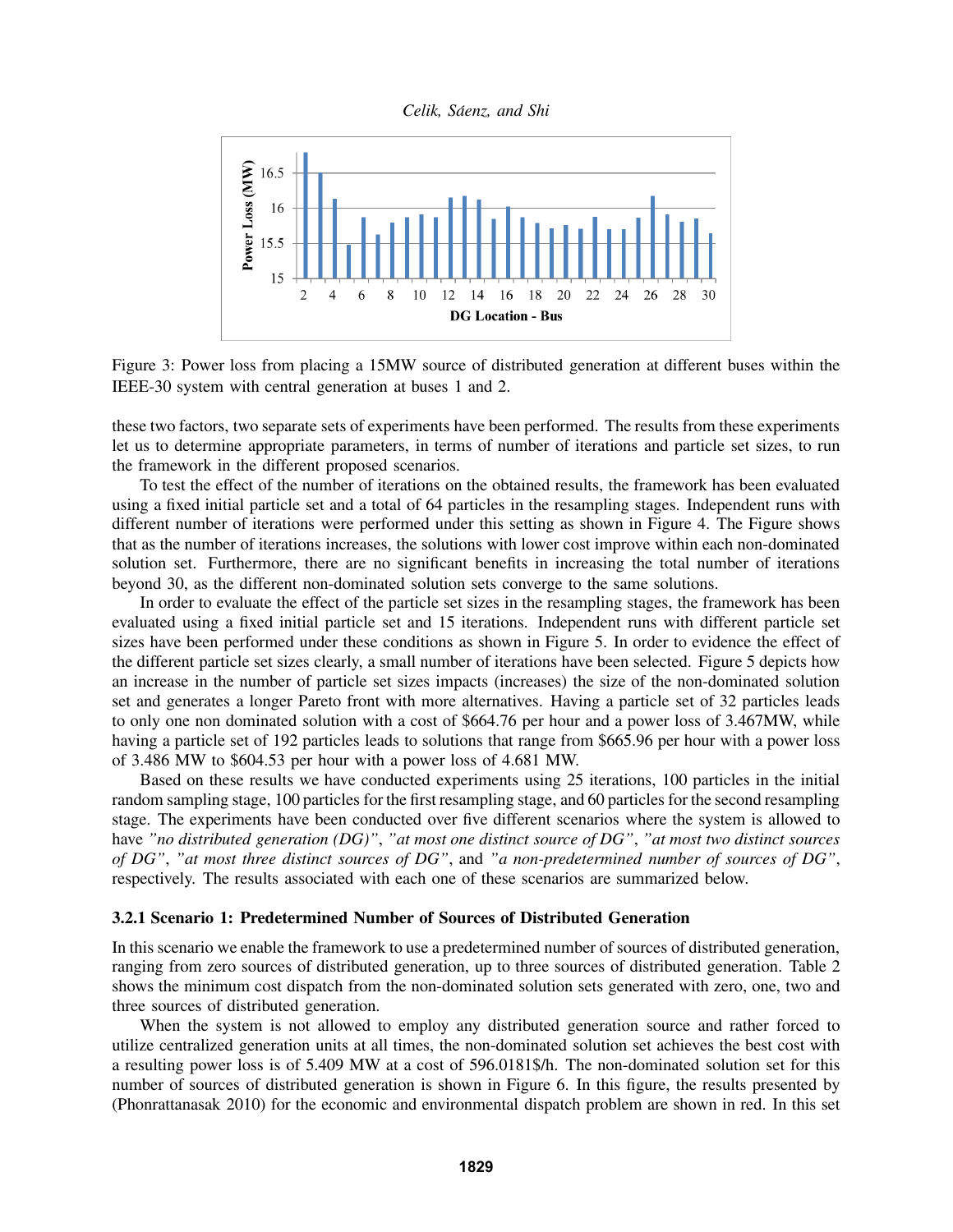Figure 3: Power loss from placing a 15MW source of distributed generation at different buses within the IEEE-30 system with central generation at buses 1 and 2.

these two factors, two separate sets of experiments have been performed. The results from these experiments let us to determine appropriate parameters, in terms of number of iterations and particle set sizes, to run the framework in the different proposed scenarios.

To test the effect of the number of iterations on the obtained results, the framework has been evaluated using a fixed initial particle set and a total of 64 particles in the resampling stages. Independent runs with different number of iterations were performed under this setting as shown in Figure 4. The Figure shows that as the number of iterations increases, the solutions with lower cost improve within each non-dominated solution set. Furthermore, there are no significant benefits in increasing the total number of iterations beyond 30, as the different non-dominated solution sets converge to the same solutions.

In order to evaluate the effect of the particle set sizes in the resampling stages, the framework has been evaluated using a fixed initial particle set and 15 iterations. Independent runs with different particle set sizes have been performed under these conditions as shown in Figure 5. In order to evidence the effect of the different particle set sizes clearly, a small number of iterations have been selected. Figure 5 depicts how an increase in the number of particle set sizes impacts (increases) the size of the non-dominated solution set and generates a longer Pareto front with more alternatives. Having a particle set of 32 particles leads to only one non dominated solution with a cost of \$664.76 per hour and a power loss of 3.467MW, while having a particle set of 192 particles leads to solutions that range from \$665.96 per hour with a power loss of 3.486 MW to \$604.53 per hour with a power loss of 4.681 MW.

Based on these results we have conducted experiments using 25 iterations, 100 particles in the initial random sampling stage, 100 particles for the first resampling stage, and 60 particles for the second resampling stage. The experiments have been conducted over five different scenarios where the system is allowed to have *"no distributed generation (DG)"*, *"at most one distinct source of DG"*, *"at most two distinct sources of DG"*, *"at most three distinct sources of DG"*, and *"a non-predetermined number of sources of DG"*, respectively. The results associated with each one of these scenarios are summarized below.

### 3.2.1 Scenario 1: Predetermined Number of Sources of Distributed Generation

In this scenario we enable the framework to use a predetermined number of sources of distributed generation, ranging from zero sources of distributed generation, up to three sources of distributed generation. Table 2 shows the minimum cost dispatch from the non-dominated solution sets generated with zero, one, two and three sources of distributed generation.

When the system is not allowed to employ any distributed generation source and rather forced to utilize centralized generation units at all times, the non-dominated solution set achieves the best cost with a resulting power loss is of 5.409 MW at a cost of 596.0181\$/h. The non-dominated solution set for this number of sources of distributed generation is shown in Figure 6. In this figure, the results presented by (Phonrattanasak 2010) for the economic and environmental dispatch problem are shown in red. In this set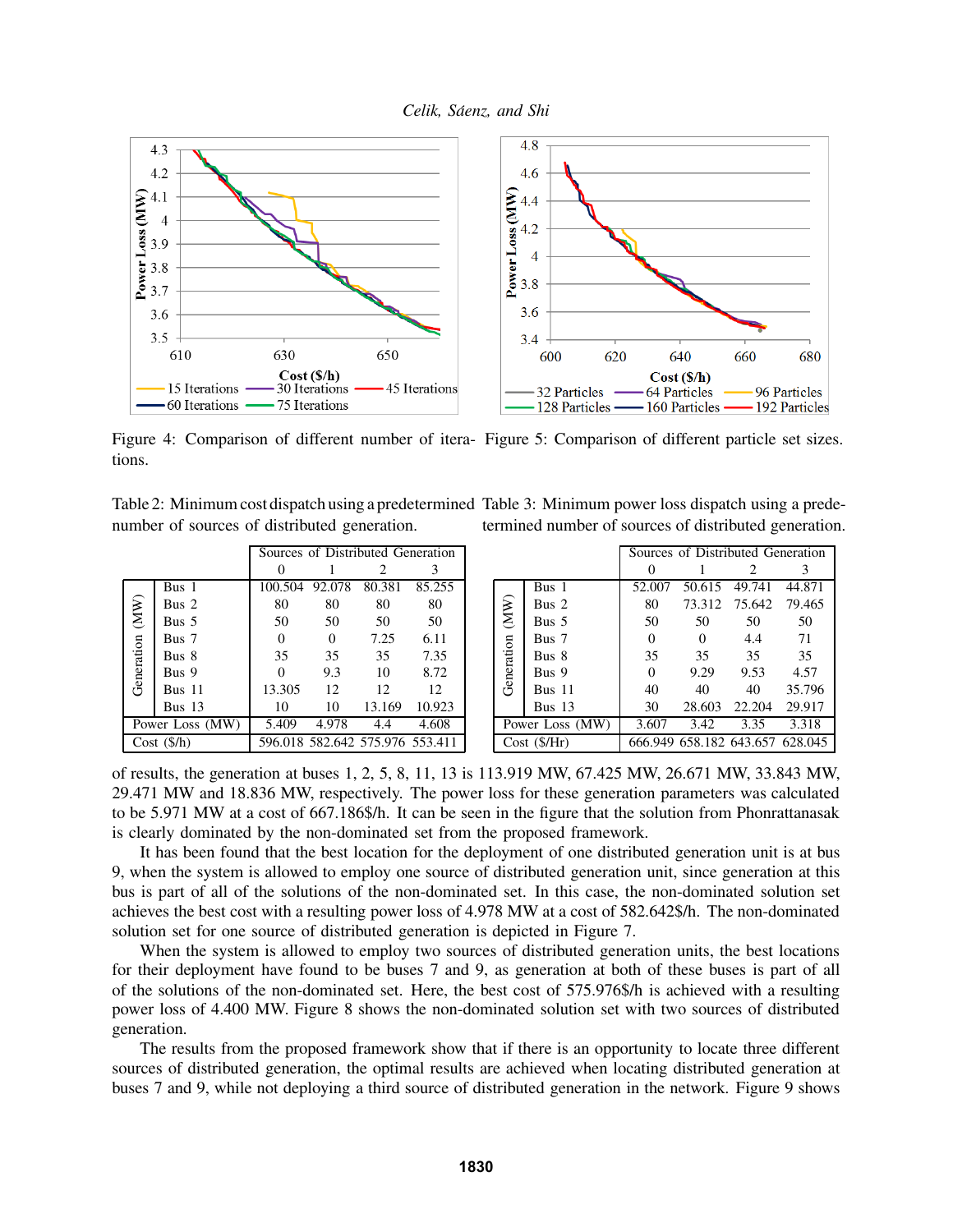Figure 4: Comparison of different number of iterations.

Figure 5: Comparison of different particle set sizes.

Table 2: Minimum cost dispatch using a predetermined number of sources of distributed generation.

| | | Sources of Distributed Generation | | | |
|---|---|---|---|---|---|
| | | 0 | 1 | 2 | 3 |
| Generation (MW) | Bus 1 | 100.504 | 92.078 | 80.381 | 85.255 |
| | Bus 2 | 80 | 80 | 80 | 80 |
| | Bus 5 | 50 | 50 | 50 | 50 |
| | Bus 7 | 0 | 0 | 7.25 | 6.11 |
| | Bus 8 | 35 | 35 | 35 | 7.35 |
| | Bus 9 | 0 | 9.3 | 10 | 8.72 |
| | Bus 11 | 13.305 | 12 | 12 | 12 |
| | Bus 13 | 10 | 10 | 13.169 | 10.923 |
| Power Loss (MW) | | 5.409 | 4.978 | 4.4 | 4.608 |
| Cost ($/h) | | 596.018 | 582.642 | 575.976 | 553.411 |

Table 3: Minimum power loss dispatch using a predetermined number of sources of distributed generation.

| | | Sources of Distributed Generation | | | |
|---|---|---|---|---|---|
| | | 0 | 1 | 2 | 3 |
| Generation (MW) | Bus 1 | 52.007 | 50.615 | 49.741 | 44.871 |
| | Bus 2 | 80 | 73.312 | 75.642 | 79.465 |
| | Bus 5 | 50 | 50 | 50 | 50 |
| | Bus 7 | 0 | 0 | 4.4 | 71 |
| | Bus 8 | 35 | 35 | 35 | 35 |
| | Bus 9 | 0 | 9.29 | 9.53 | 4.57 |
| | Bus 11 | 40 | 40 | 40 | 35.796 |
| | Bus 13 | 30 | 28.603 | 22.204 | 29.917 |
| Power Loss (MW) | | 3.607 | 3.42 | 3.35 | 3.318 |
| Cost ($/Hr) | | 666.949 | 658.182 | 643.657 | 628.045 |

of results, the generation at buses 1, 2, 5, 8, 11, 13 is 113.919 MW, 67.425 MW, 26.671 MW, 33.843 MW, 29.471 MW and 18.836 MW, respectively. The power loss for these generation parameters was calculated to be 5.971 MW at a cost of 667.186$/h. It can be seen in the figure that the solution from Phonrattanasak is clearly dominated by the non-dominated set from the proposed framework.

It has been found that the best location for the deployment of one distributed generation unit is at bus 9, when the system is allowed to employ one source of distributed generation unit, since generation at this bus is part of all of the solutions of the non-dominated set. In this case, the non-dominated solution set achieves the best cost with a resulting power loss of 4.978 MW at a cost of 582.642$/h. The non-dominated solution set for one source of distributed generation is depicted in Figure 7.

When the system is allowed to employ two sources of distributed generation units, the best locations for their deployment have found to be buses 7 and 9, as generation at both of these buses is part of all of the solutions of the non-dominated set. Here, the best cost of 575.976$/h is achieved with a resulting power loss of 4.400 MW. Figure 8 shows the non-dominated solution set with two sources of distributed generation.

The results from the proposed framework show that if there is an opportunity to locate three different sources of distributed generation, the optimal results are achieved when locating distributed generation at buses 7 and 9, while not deploying a third source of distributed generation in the network. Figure 9 shows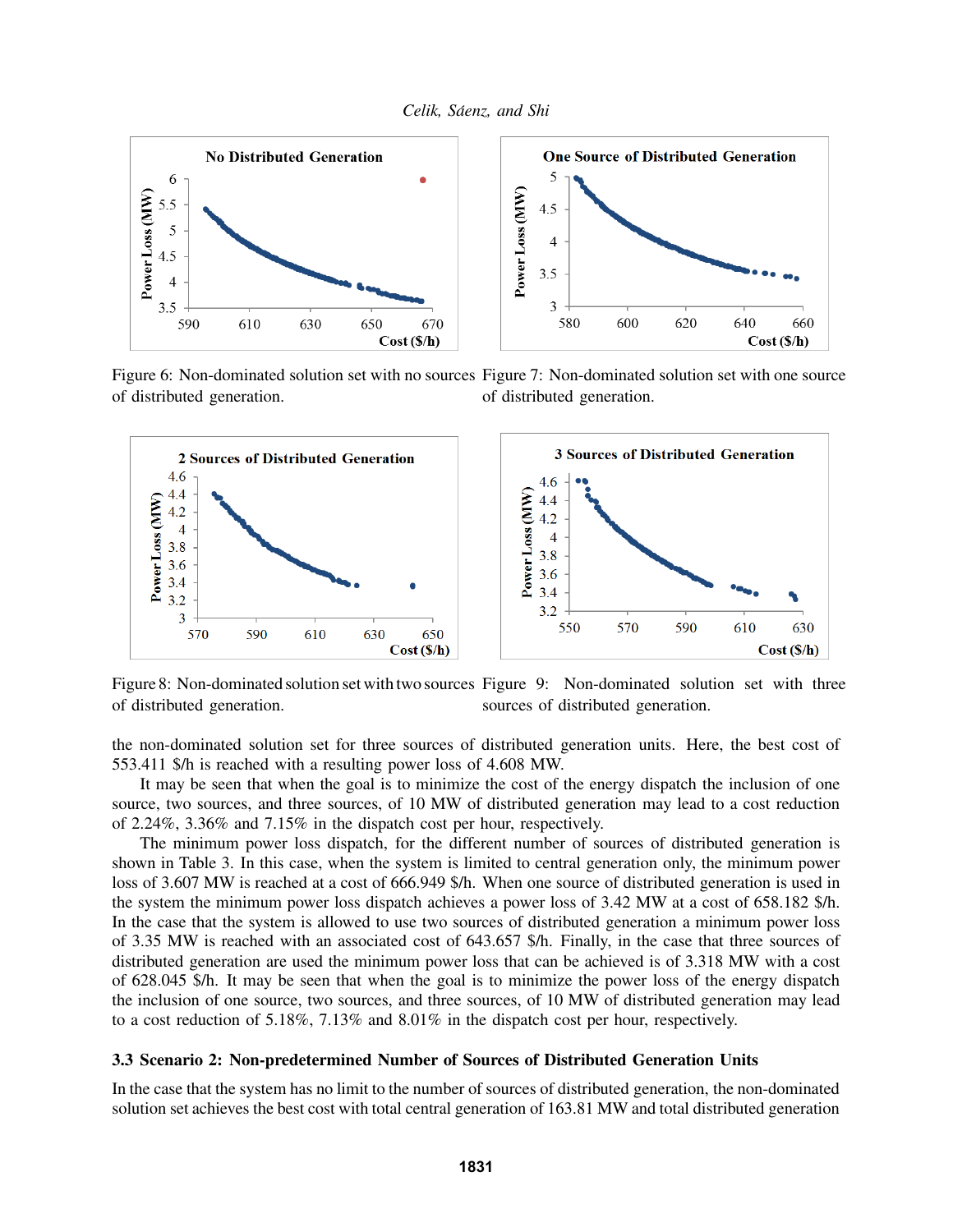Figure 6: Non-dominated solution set with no sources of distributed generation.

Figure 7: Non-dominated solution set with one source of distributed generation.

Figure 8: Non-dominated solution set with two sources of distributed generation.

Figure 9: Non-dominated solution set with three sources of distributed generation.

the non-dominated solution set for three sources of distributed generation units. Here, the best cost of 553.411 \$/h is reached with a resulting power loss of 4.608 MW.

It may be seen that when the goal is to minimize the cost of the energy dispatch the inclusion of one source, two sources, and three sources, of 10 MW of distributed generation may lead to a cost reduction of 2.24%, 3.36% and 7.15% in the dispatch cost per hour, respectively.

The minimum power loss dispatch, for the different number of sources of distributed generation is shown in Table 3. In this case, when the system is limited to central generation only, the minimum power loss of 3.607 MW is reached at a cost of 666.949 \$/h. When one source of distributed generation is used in the system the minimum power loss dispatch achieves a power loss of 3.42 MW at a cost of 658.182 \$/h. In the case that the system is allowed to use two sources of distributed generation a minimum power loss of 3.35 MW is reached with an associated cost of 643.657 \$/h. Finally, in the case that three sources of distributed generation are used the minimum power loss that can be achieved is of 3.318 MW with a cost of 628.045 \$/h. It may be seen that when the goal is to minimize the power loss of the energy dispatch the inclusion of one source, two sources, and three sources, of 10 MW of distributed generation may lead to a cost reduction of 5.18%, 7.13% and 8.01% in the dispatch cost per hour, respectively.

### 3.3 Scenario 2: Non-predetermined Number of Sources of Distributed Generation Units

In the case that the system has no limit to the number of sources of distributed generation, the non-dominated solution set achieves the best cost with total central generation of 163.81 MW and total distributed generation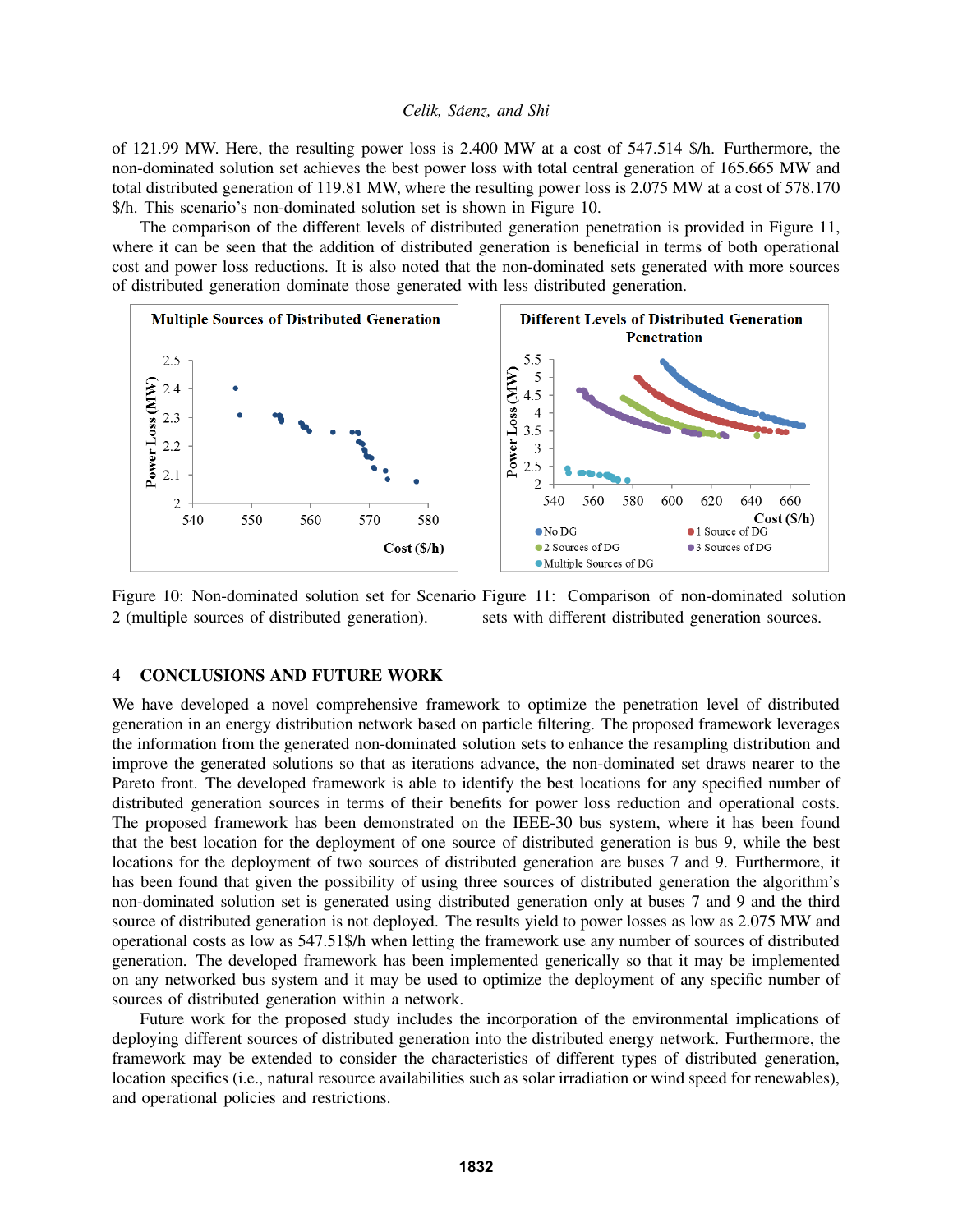of 121.99 MW. Here, the resulting power loss is 2.400 MW at a cost of 547.514 $/h. Furthermore, the non-dominated solution set achieves the best power loss with total central generation of 165.665 MW and total distributed generation of 119.81 MW, where the resulting power loss is 2.075 MW at a cost of 578.170 $/h. This scenario's non-dominated solution set is shown in Figure 10.

The comparison of the different levels of distributed generation penetration is provided in Figure 11, where it can be seen that the addition of distributed generation is beneficial in terms of both operational cost and power loss reductions. It is also noted that the non-dominated sets generated with more sources of distributed generation dominate those generated with less distributed generation.

Figure 10: Non-dominated solution set for Scenario 2 (multiple sources of distributed generation).

Figure 11: Comparison of non-dominated solution sets with different distributed generation sources.

## 4 CONCLUSIONS AND FUTURE WORK

We have developed a novel comprehensive framework to optimize the penetration level of distributed generation in an energy distribution network based on particle filtering. The proposed framework leverages the information from the generated non-dominated solution sets to enhance the resampling distribution and improve the generated solutions so that as iterations advance, the non-dominated set draws nearer to the Pareto front. The developed framework is able to identify the best locations for any specified number of distributed generation sources in terms of their benefits for power loss reduction and operational costs. The proposed framework has been demonstrated on the IEEE-30 bus system, where it has been found that the best location for the deployment of one source of distributed generation is bus 9, while the best locations for the deployment of two sources of distributed generation are buses 7 and 9. Furthermore, it has been found that given the possibility of using three sources of distributed generation the algorithm's non-dominated solution set is generated using distributed generation only at buses 7 and 9 and the third source of distributed generation is not deployed. The results yield to power losses as low as 2.075 MW and operational costs as low as 547.51$/h when letting the framework use any number of sources of distributed generation. The developed framework has been implemented generically so that it may be implemented on any networked bus system and it may be used to optimize the deployment of any specific number of sources of distributed generation within a network.

Future work for the proposed study includes the incorporation of the environmental implications of deploying different sources of distributed generation into the distributed energy network. Furthermore, the framework may be extended to consider the characteristics of different types of distributed generation, location specifics (i.e., natural resource availabilities such as solar irradiation or wind speed for renewables), and operational policies and restrictions.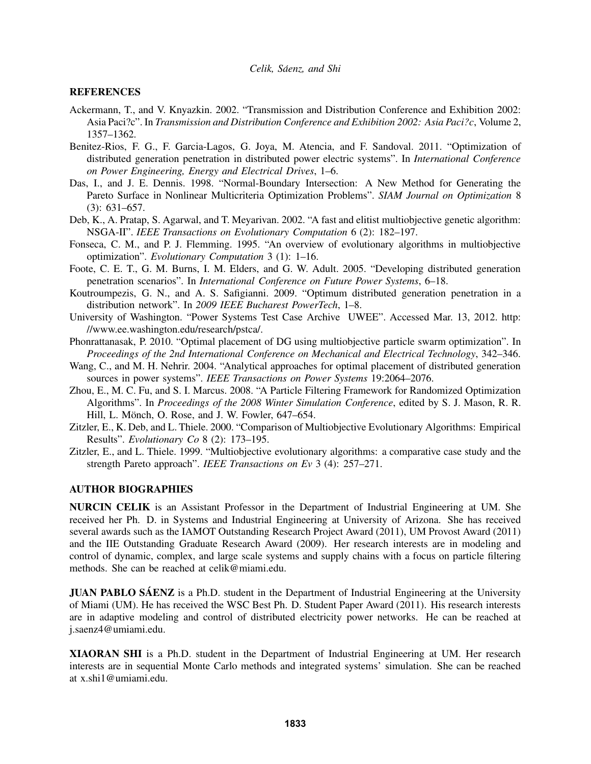## REFERENCES

Ackermann, T., and V. Knyazkin. 2002. "Transmission and Distribution Conference and Exhibition 2002: Asia Paci?c". In *Transmission and Distribution Conference and Exhibition 2002: Asia Paci?c*, Volume 2, 1357–1362.

Benitez-Rios, F. G., F. Garcia-Lagos, G. Joya, M. Atencia, and F. Sandoval. 2011. "Optimization of distributed generation penetration in distributed power electric systems". In *International Conference on Power Engineering, Energy and Electrical Drives*, 1–6.

Das, I., and J. E. Dennis. 1998. "Normal-Boundary Intersection: A New Method for Generating the Pareto Surface in Nonlinear Multicriteria Optimization Problems". *SIAM Journal on Optimization* 8 (3): 631–657.

Deb, K., A. Pratap, S. Agarwal, and T. Meyarivan. 2002. "A fast and elitist multiobjective genetic algorithm: NSGA-II". *IEEE Transactions on Evolutionary Computation* 6 (2): 182–197.

Fonseca, C. M., and P. J. Flemming. 1995. "An overview of evolutionary algorithms in multiobjective optimization". *Evolutionary Computation* 3 (1): 1–16.

Foote, C. E. T., G. M. Burns, I. M. Elders, and G. W. Adult. 2005. "Developing distributed generation penetration scenarios". In *International Conference on Future Power Systems*, 6–18.

Koutroumpezis, G. N., and A. S. Safigianni. 2009. "Optimum distributed generation penetration in a distribution network". In *2009 IEEE Bucharest PowerTech*, 1–8.

University of Washington. "Power Systems Test Case Archive UWEE". Accessed Mar. 13, 2012. http://www.ee.washington.edu/research/pstca/.

Phonrattanasak, P. 2010. "Optimal placement of DG using multiobjective particle swarm optimization". In *Proceedings of the 2nd International Conference on Mechanical and Electrical Technology*, 342–346.

Wang, C., and M. H. Nehrir. 2004. "Analytical approaches for optimal placement of distributed generation sources in power systems". *IEEE Transactions on Power Systems* 19:2064–2076.

Zhou, E., M. C. Fu, and S. I. Marcus. 2008. "A Particle Filtering Framework for Randomized Optimization Algorithms". In *Proceedings of the 2008 Winter Simulation Conference*, edited by S. J. Mason, R. R. Hill, L. Mönch, O. Rose, and J. W. Fowler, 647–654.

Zitzler, E., K. Deb, and L. Thiele. 2000. "Comparison of Multiobjective Evolutionary Algorithms: Empirical Results". *Evolutionary Co* 8 (2): 173–195.

Zitzler, E., and L. Thiele. 1999. "Multiobjective evolutionary algorithms: a comparative case study and the strength Pareto approach". *IEEE Transactions on Ev* 3 (4): 257–271.

## AUTHOR BIOGRAPHIES

**NURCIN CELIK** is an Assistant Professor in the Department of Industrial Engineering at UM. She received her Ph. D. in Systems and Industrial Engineering at University of Arizona. She has received several awards such as the IAMOT Outstanding Research Project Award (2011), UM Provost Award (2011) and the IIE Outstanding Graduate Research Award (2009). Her research interests are in modeling and control of dynamic, complex, and large scale systems and supply chains with a focus on particle filtering methods. She can be reached at celik@miami.edu.

**JUAN PABLO SÁENZ** is a Ph.D. student in the Department of Industrial Engineering at the University of Miami (UM). He has received the WSC Best Ph. D. Student Paper Award (2011). His research interests are in adaptive modeling and control of distributed electricity power networks. He can be reached at j.saenz4@umiami.edu.

**XIAORAN SHI** is a Ph.D. student in the Department of Industrial Engineering at UM. Her research interests are in sequential Monte Carlo methods and integrated systems' simulation. She can be reached at x.shi1@umiami.edu.